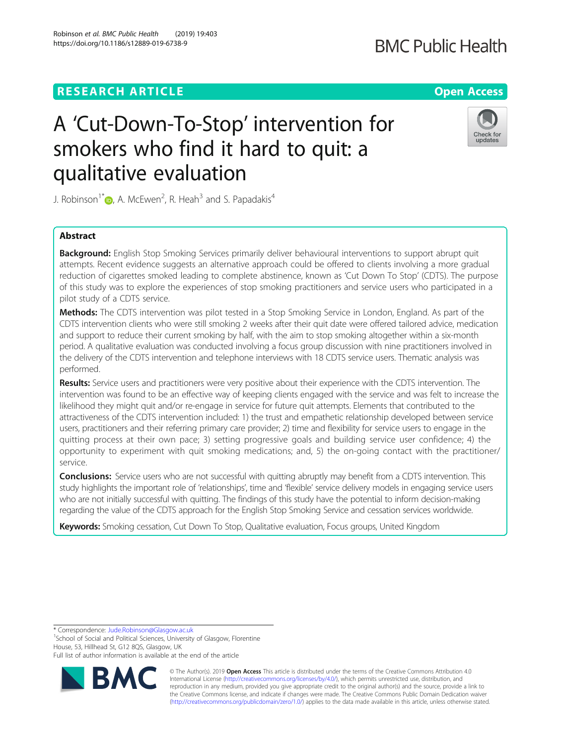RESEARCH ARTICLE

Open Access

# A 'Cut-Down-To-Stop' intervention for smokers who find it hard to quit: a qualitative evaluation

J. Robinson[1*], A. McEwen[2], R. Heah[3] and S. Papadakis[4]

## Abstract

**Background:** English Stop Smoking Services primarily deliver behavioural interventions to support abrupt quit attempts. Recent evidence suggests an alternative approach could be offered to clients involving a more gradual reduction of cigarettes smoked leading to complete abstinence, known as 'Cut Down To Stop' (CDTS). The purpose of this study was to explore the experiences of stop smoking practitioners and service users who participated in a pilot study of a CDTS service.

**Methods:** The CDTS intervention was pilot tested in a Stop Smoking Service in London, England. As part of the CDTS intervention clients who were still smoking 2 weeks after their quit date were offered tailored advice, medication and support to reduce their current smoking by half, with the aim to stop smoking altogether within a six-month period. A qualitative evaluation was conducted involving a focus group discussion with nine practitioners involved in the delivery of the CDTS intervention and telephone interviews with 18 CDTS service users. Thematic analysis was performed.

**Results:** Service users and practitioners were very positive about their experience with the CDTS intervention. The intervention was found to be an effective way of keeping clients engaged with the service and was felt to increase the likelihood they might quit and/or re-engage in service for future quit attempts. Elements that contributed to the attractiveness of the CDTS intervention included: 1) the trust and empathetic relationship developed between service users, practitioners and their referring primary care provider; 2) time and flexibility for service users to engage in the quitting process at their own pace; 3) setting progressive goals and building service user confidence; 4) the opportunity to experiment with quit smoking medications; and, 5) the on-going contact with the practitioner/service.

**Conclusions:** Service users who are not successful with quitting abruptly may benefit from a CDTS intervention. This study highlights the important role of 'relationships', time and 'flexible' service delivery models in engaging service users who are not initially successful with quitting. The findings of this study have the potential to inform decision-making regarding the value of the CDTS approach for the English Stop Smoking Service and cessation services worldwide.

**Keywords:** Smoking cessation, Cut Down To Stop, Qualitative evaluation, Focus groups, United Kingdom

---

* Correspondence: Jude.Robinson@Glasgow.ac.uk
[1]School of Social and Political Sciences, University of Glasgow, Florentine House, 53, Hillhead St, G12 8QS, Glasgow, UK
Full list of author information is available at the end of the article

© The Author(s). 2019 **Open Access** This article is distributed under the terms of the Creative Commons Attribution 4.0 International License (http://creativecommons.org/licenses/by/4.0/), which permits unrestricted use, distribution, and reproduction in any medium, provided you give appropriate credit to the original author(s) and the source, provide a link to the Creative Commons license, and indicate if changes were made. The Creative Commons Public Domain Dedication waiver (http://creativecommons.org/publicdomain/zero/1.0/) applies to the data made available in this article, unless otherwise stated.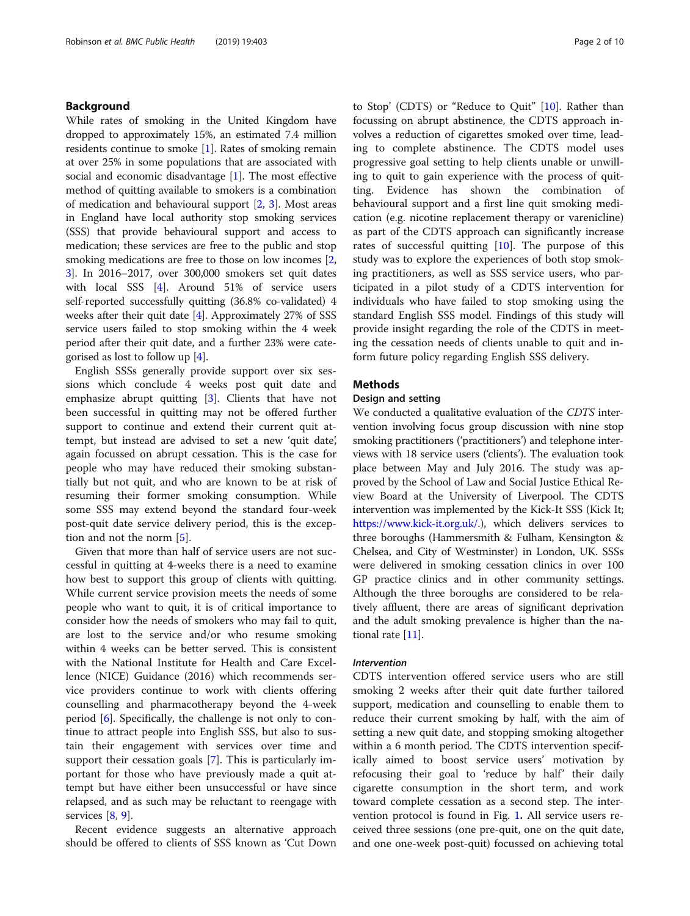## Background

While rates of smoking in the United Kingdom have dropped to approximately 15%, an estimated 7.4 million residents continue to smoke [1]. Rates of smoking remain at over 25% in some populations that are associated with social and economic disadvantage [1]. The most effective method of quitting available to smokers is a combination of medication and behavioural support [2, 3]. Most areas in England have local authority stop smoking services (SSS) that provide behavioural support and access to medication; these services are free to the public and stop smoking medications are free to those on low incomes [2, 3]. In 2016–2017, over 300,000 smokers set quit dates with local SSS [4]. Around 51% of service users self-reported successfully quitting (36.8% co-validated) 4 weeks after their quit date [4]. Approximately 27% of SSS service users failed to stop smoking within the 4 week period after their quit date, and a further 23% were categorised as lost to follow up [4].

English SSSs generally provide support over six sessions which conclude 4 weeks post quit date and emphasize abrupt quitting [3]. Clients that have not been successful in quitting may not be offered further support to continue and extend their current quit attempt, but instead are advised to set a new 'quit date', again focussed on abrupt cessation. This is the case for people who may have reduced their smoking substantially but not quit, and who are known to be at risk of resuming their former smoking consumption. While some SSS may extend beyond the standard four-week post-quit date service delivery period, this is the exception and not the norm [5].

Given that more than half of service users are not successful in quitting at 4-weeks there is a need to examine how best to support this group of clients with quitting. While current service provision meets the needs of some people who want to quit, it is of critical importance to consider how the needs of smokers who may fail to quit, are lost to the service and/or who resume smoking within 4 weeks can be better served. This is consistent with the National Institute for Health and Care Excellence (NICE) Guidance (2016) which recommends service providers continue to work with clients offering counselling and pharmacotherapy beyond the 4-week period [6]. Specifically, the challenge is not only to continue to attract people into English SSS, but also to sustain their engagement with services over time and support their cessation goals [7]. This is particularly important for those who have previously made a quit attempt but have either been unsuccessful or have since relapsed, and as such may be reluctant to reengage with services [8, 9].

Recent evidence suggests an alternative approach should be offered to clients of SSS known as 'Cut Down to Stop' (CDTS) or "Reduce to Quit" [10]. Rather than focussing on abrupt abstinence, the CDTS approach involves a reduction of cigarettes smoked over time, leading to complete abstinence. The CDTS model uses progressive goal setting to help clients unable or unwilling to quit to gain experience with the process of quitting. Evidence has shown the combination of behavioural support and a first line quit smoking medication (e.g. nicotine replacement therapy or varenicline) as part of the CDTS approach can significantly increase rates of successful quitting [10]. The purpose of this study was to explore the experiences of both stop smoking practitioners, as well as SSS service users, who participated in a pilot study of a CDTS intervention for individuals who have failed to stop smoking using the standard English SSS model. Findings of this study will provide insight regarding the role of the CDTS in meeting the cessation needs of clients unable to quit and inform future policy regarding English SSS delivery.

## Methods

### Design and setting

We conducted a qualitative evaluation of the *CDTS* intervention involving focus group discussion with nine stop smoking practitioners ('practitioners') and telephone interviews with 18 service users ('clients'). The evaluation took place between May and July 2016. The study was approved by the School of Law and Social Justice Ethical Review Board at the University of Liverpool. The CDTS intervention was implemented by the Kick-It SSS (Kick It; https://www.kick-it.org.uk/.), which delivers services to three boroughs (Hammersmith & Fulham, Kensington & Chelsea, and City of Westminster) in London, UK. SSSs were delivered in smoking cessation clinics in over 100 GP practice clinics and in other community settings. Although the three boroughs are considered to be relatively affluent, there are areas of significant deprivation and the adult smoking prevalence is higher than the national rate [11].

#### *Intervention*

CDTS intervention offered service users who are still smoking 2 weeks after their quit date further tailored support, medication and counselling to enable them to reduce their current smoking by half, with the aim of setting a new quit date, and stopping smoking altogether within a 6 month period. The CDTS intervention specifically aimed to boost service users' motivation by refocusing their goal to 'reduce by half' their daily cigarette consumption in the short term, and work toward complete cessation as a second step. The intervention protocol is found in Fig. 1. All service users received three sessions (one pre-quit, one on the quit date, and one one-week post-quit) focussed on achieving total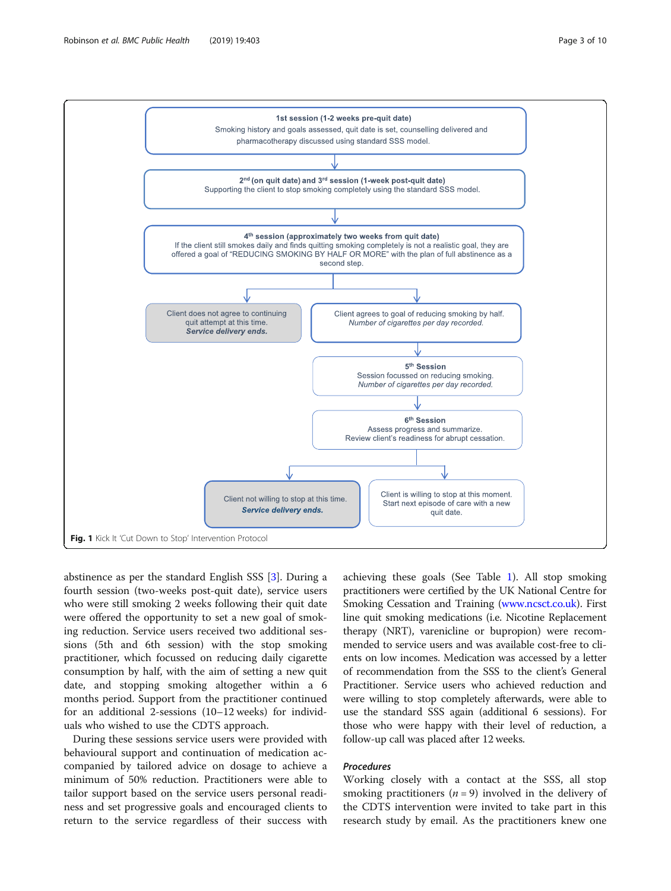1st session (1-2 weeks pre-quit date)
Smoking history and goals assessed, quit date is set, counselling delivered and pharmacotherapy discussed using standard SSS model.

2nd (on quit date) and 3rd session (1-week post-quit date)
Supporting the client to stop smoking completely using the standard SSS model.

4th session (approximately two weeks from quit date)
If the client still smokes daily and finds quitting smoking completely is not a realistic goal, they are offered a goal of "REDUCING SMOKING BY HALF OR MORE" with the plan of full abstinence as a second step.

Client does not agree to continuing quit attempt at this time.
***Service delivery ends.***

Client agrees to goal of reducing smoking by half.
*Number of cigarettes per day recorded.*

5th Session
Session focussed on reducing smoking.
*Number of cigarettes per day recorded.*

6th Session
Assess progress and summarize.
Review client's readiness for abrupt cessation.

Client not willing to stop at this time.
***Service delivery ends.***

Client is willing to stop at this moment. Start next episode of care with a new quit date.

**Fig. 1** Kick It 'Cut Down to Stop' Intervention Protocol

abstinence as per the standard English SSS [3]. During a fourth session (two-weeks post-quit date), service users who were still smoking 2 weeks following their quit date were offered the opportunity to set a new goal of smoking reduction. Service users received two additional sessions (5th and 6th session) with the stop smoking practitioner, which focussed on reducing daily cigarette consumption by half, with the aim of setting a new quit date, and stopping smoking altogether within a 6 months period. Support from the practitioner continued for an additional 2-sessions (10–12 weeks) for individuals who wished to use the CDTS approach.

During these sessions service users were provided with behavioural support and continuation of medication accompanied by tailored advice on dosage to achieve a minimum of 50% reduction. Practitioners were able to tailor support based on the service users personal readiness and set progressive goals and encouraged clients to return to the service regardless of their success with achieving these goals (See Table 1). All stop smoking practitioners were certified by the UK National Centre for Smoking Cessation and Training (www.ncsct.co.uk). First line quit smoking medications (i.e. Nicotine Replacement therapy (NRT), varenicline or bupropion) were recommended to service users and was available cost-free to clients on low incomes. Medication was accessed by a letter of recommendation from the SSS to the client's General Practitioner. Service users who achieved reduction and were willing to stop completely afterwards, were able to use the standard SSS again (additional 6 sessions). For those who were happy with their level of reduction, a follow-up call was placed after 12 weeks.

### *Procedures*

Working closely with a contact at the SSS, all stop smoking practitioners ($n = 9$) involved in the delivery of the CDTS intervention were invited to take part in this research study by email. As the practitioners knew one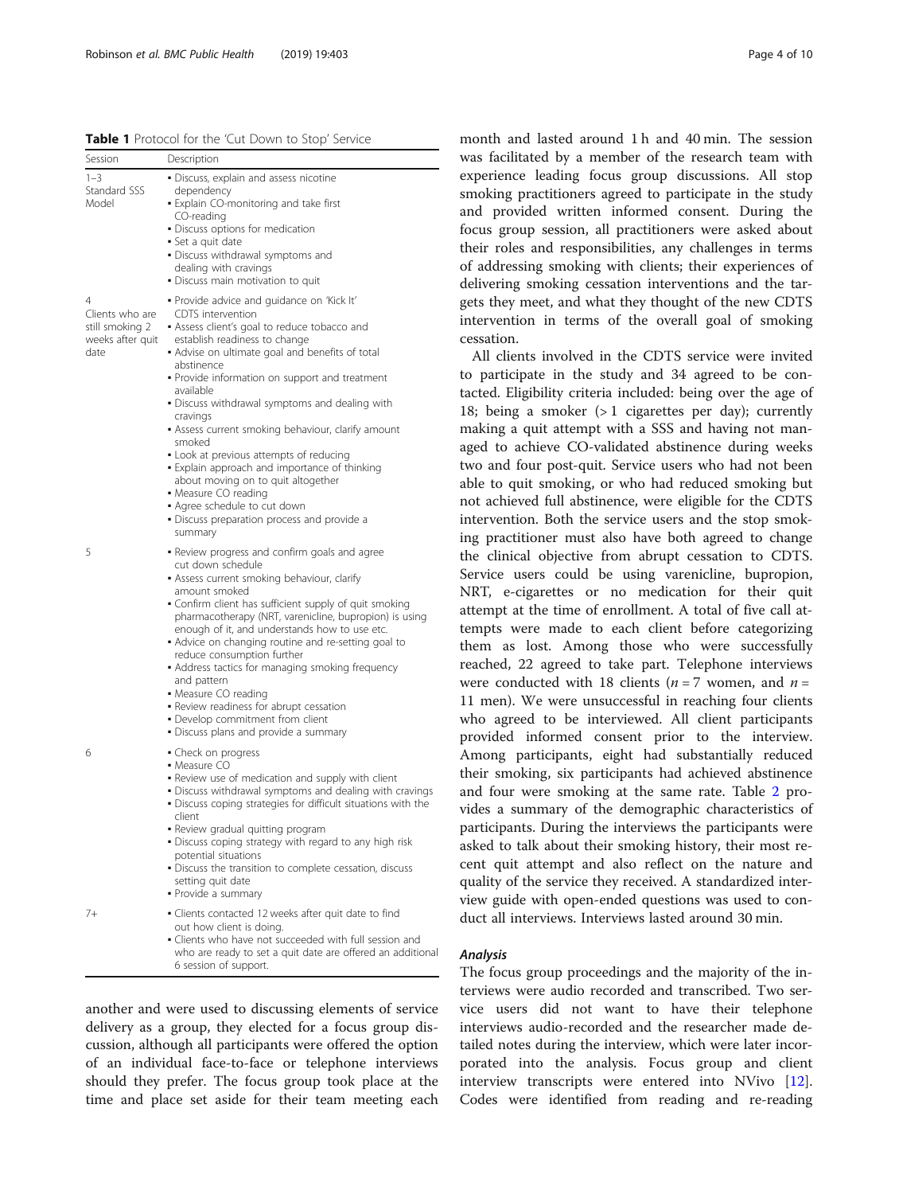**Table 1** Protocol for the 'Cut Down to Stop' Service

| Session | Description |
| --- | --- |
| 1–3 Standard SSS Model | • Discuss, explain and assess nicotine dependency<br>• Explain CO-monitoring and take first CO-reading<br>• Discuss options for medication<br>• Set a quit date<br>• Discuss withdrawal symptoms and dealing with cravings<br>• Discuss main motivation to quit |
| 4 Clients who are still smoking 2 weeks after quit date | • Provide advice and guidance on 'Kick It' CDTS intervention<br>• Assess client's goal to reduce tobacco and establish readiness to change<br>• Advise on ultimate goal and benefits of total abstinence<br>• Provide information on support and treatment available<br>• Discuss withdrawal symptoms and dealing with cravings<br>• Assess current smoking behaviour, clarify amount smoked<br>• Look at previous attempts of reducing<br>• Explain approach and importance of thinking about moving on to quit altogether<br>• Measure CO reading<br>• Agree schedule to cut down<br>• Discuss preparation process and provide a summary |
| 5 | • Review progress and confirm goals and agree cut down schedule<br>• Assess current smoking behaviour, clarify amount smoked<br>• Confirm client has sufficient supply of quit smoking pharmacotherapy (NRT, varenicline, bupropion) is using enough of it, and understands how to use etc.<br>• Advice on changing routine and re-setting goal to reduce consumption further<br>• Address tactics for managing smoking frequency and pattern<br>• Measure CO reading<br>• Review readiness for abrupt cessation<br>• Develop commitment from client<br>• Discuss plans and provide a summary |
| 6 | • Check on progress<br>• Measure CO<br>• Review use of medication and supply with client<br>• Discuss withdrawal symptoms and dealing with cravings<br>• Discuss coping strategies for difficult situations with the client<br>• Review gradual quitting program<br>• Discuss coping strategy with regard to any high risk potential situations<br>• Discuss the transition to complete cessation, discuss setting quit date<br>• Provide a summary |
| 7+ | • Clients contacted 12 weeks after quit date to find out how client is doing.<br>• Clients who have not succeeded with full session and who are ready to set a quit date are offered an additional 6 session of support. |

another and were used to discussing elements of service delivery as a group, they elected for a focus group discussion, although all participants were offered the option of an individual face-to-face or telephone interviews should they prefer. The focus group took place at the time and place set aside for their team meeting each month and lasted around 1 h and 40 min. The session was facilitated by a member of the research team with experience leading focus group discussions. All stop smoking practitioners agreed to participate in the study and provided written informed consent. During the focus group session, all practitioners were asked about their roles and responsibilities, any challenges in terms of addressing smoking with clients; their experiences of delivering smoking cessation interventions and the targets they meet, and what they thought of the new CDTS intervention in terms of the overall goal of smoking cessation.

All clients involved in the CDTS service were invited to participate in the study and 34 agreed to be contacted. Eligibility criteria included: being over the age of 18; being a smoker (> 1 cigarettes per day); currently making a quit attempt with a SSS and having not managed to achieve CO-validated abstinence during weeks two and four post-quit. Service users who had not been able to quit smoking, or who had reduced smoking but not achieved full abstinence, were eligible for the CDTS intervention. Both the service users and the stop smoking practitioner must also have both agreed to change the clinical objective from abrupt cessation to CDTS. Service users could be using varenicline, bupropion, NRT, e-cigarettes or no medication for their quit attempt at the time of enrollment. A total of five call attempts were made to each client before categorizing them as lost. Among those who were successfully reached, 22 agreed to take part. Telephone interviews were conducted with 18 clients ($n = 7$ women, and $n = 11$ men). We were unsuccessful in reaching four clients who agreed to be interviewed. All client participants provided informed consent prior to the interview. Among participants, eight had substantially reduced their smoking, six participants had achieved abstinence and four were smoking at the same rate. Table 2 provides a summary of the demographic characteristics of participants. During the interviews the participants were asked to talk about their smoking history, their most recent quit attempt and also reflect on the nature and quality of the service they received. A standardized interview guide with open-ended questions was used to conduct all interviews. Interviews lasted around 30 min.

### *Analysis*

The focus group proceedings and the majority of the interviews were audio recorded and transcribed. Two service users did not want to have their telephone interviews audio-recorded and the researcher made detailed notes during the interview, which were later incorporated into the analysis. Focus group and client interview transcripts were entered into NVivo [12]. Codes were identified from reading and re-reading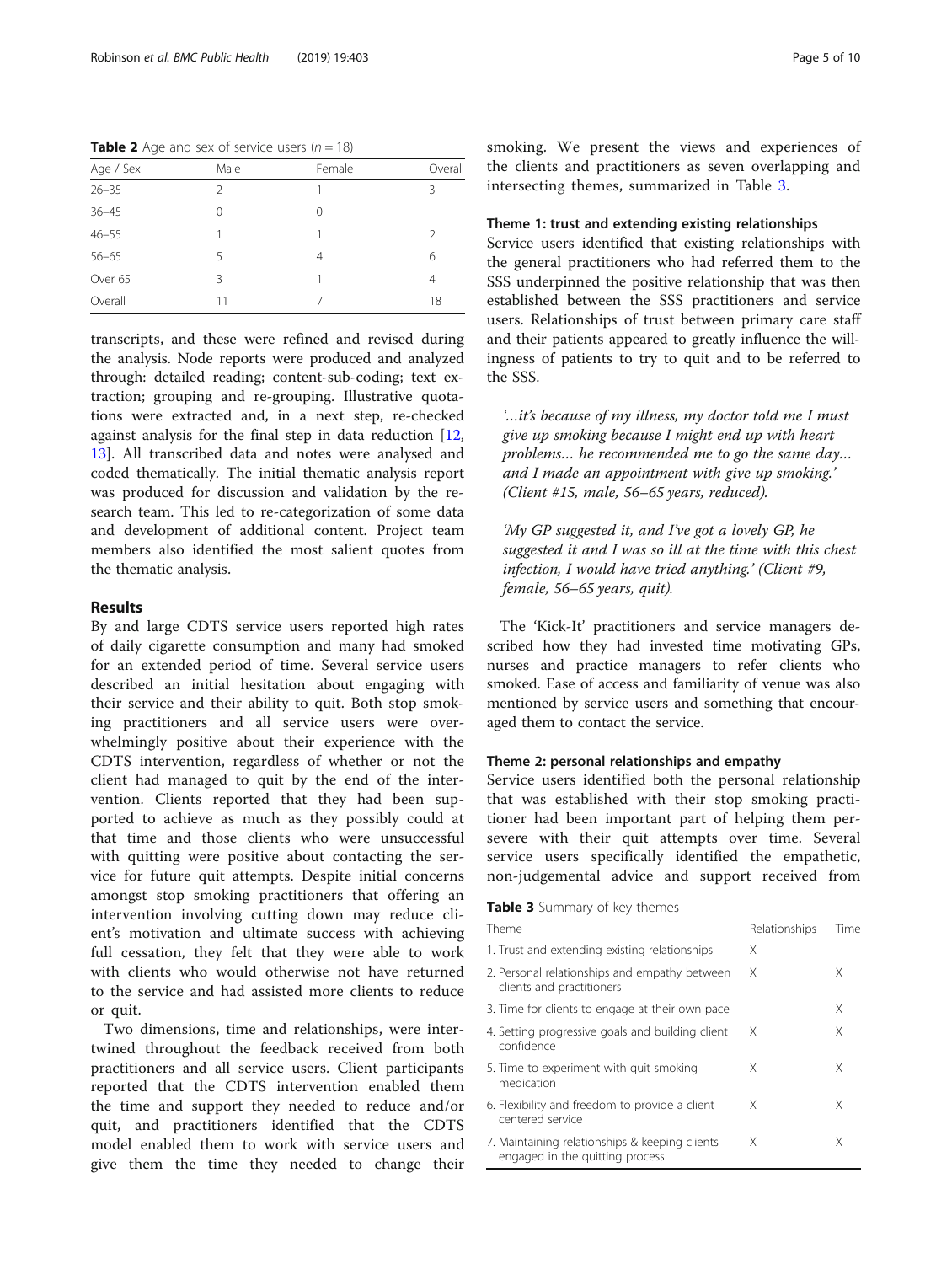**Table 2** Age and sex of service users ($n = 18$)

| Age / Sex | Male | Female | Overall |
|---|---|---|---|
| 26–35 | 2 | 1 | 3 |
| 36–45 | 0 | 0 | |
| 46–55 | 1 | 1 | 2 |
| 56–65 | 5 | 4 | 6 |
| Over 65 | 3 | 1 | 4 |
| Overall | 11 | 7 | 18 |

transcripts, and these were refined and revised during the analysis. Node reports were produced and analyzed through: detailed reading; content-sub-coding; text extraction; grouping and re-grouping. Illustrative quotations were extracted and, in a next step, re-checked against analysis for the final step in data reduction [12, 13]. All transcribed data and notes were analysed and coded thematically. The initial thematic analysis report was produced for discussion and validation by the research team. This led to re-categorization of some data and development of additional content. Project team members also identified the most salient quotes from the thematic analysis.

## Results

By and large CDTS service users reported high rates of daily cigarette consumption and many had smoked for an extended period of time. Several service users described an initial hesitation about engaging with their service and their ability to quit. Both stop smoking practitioners and all service users were overwhelmingly positive about their experience with the CDTS intervention, regardless of whether or not the client had managed to quit by the end of the intervention. Clients reported that they had been supported to achieve as much as they possibly could at that time and those clients who were unsuccessful with quitting were positive about contacting the service for future quit attempts. Despite initial concerns amongst stop smoking practitioners that offering an intervention involving cutting down may reduce client's motivation and ultimate success with achieving full cessation, they felt that they were able to work with clients who would otherwise not have returned to the service and had assisted more clients to reduce or quit.

Two dimensions, time and relationships, were intertwined throughout the feedback received from both practitioners and all service users. Client participants reported that the CDTS intervention enabled them the time and support they needed to reduce and/or quit, and practitioners identified that the CDTS model enabled them to work with service users and give them the time they needed to change their smoking. We present the views and experiences of the clients and practitioners as seven overlapping and intersecting themes, summarized in Table 3.

### Theme 1: trust and extending existing relationships

Service users identified that existing relationships with the general practitioners who had referred them to the SSS underpinned the positive relationship that was then established between the SSS practitioners and service users. Relationships of trust between primary care staff and their patients appeared to greatly influence the willingness of patients to try to quit and to be referred to the SSS.

> *'…it's because of my illness, my doctor told me I must give up smoking because I might end up with heart problems… he recommended me to go the same day… and I made an appointment with give up smoking.' (Client #15, male, 56–65 years, reduced).*

> *'My GP suggested it, and I've got a lovely GP, he suggested it and I was so ill at the time with this chest infection, I would have tried anything.' (Client #9, female, 56–65 years, quit).*

The 'Kick-It' practitioners and service managers described how they had invested time motivating GPs, nurses and practice managers to refer clients who smoked. Ease of access and familiarity of venue was also mentioned by service users and something that encouraged them to contact the service.

### Theme 2: personal relationships and empathy

Service users identified both the personal relationship that was established with their stop smoking practitioner had been important part of helping them persevere with their quit attempts over time. Several service users specifically identified the empathetic, non-judgemental advice and support received from

**Table 3** Summary of key themes

| Theme | Relationships | Time |
|---|---|---|
| 1. Trust and extending existing relationships | X | |
| 2. Personal relationships and empathy between clients and practitioners | X | X |
| 3. Time for clients to engage at their own pace | | X |
| 4. Setting progressive goals and building client confidence | X | X |
| 5. Time to experiment with quit smoking medication | X | X |
| 6. Flexibility and freedom to provide a client centered service | X | X |
| 7. Maintaining relationships & keeping clients engaged in the quitting process | X | X |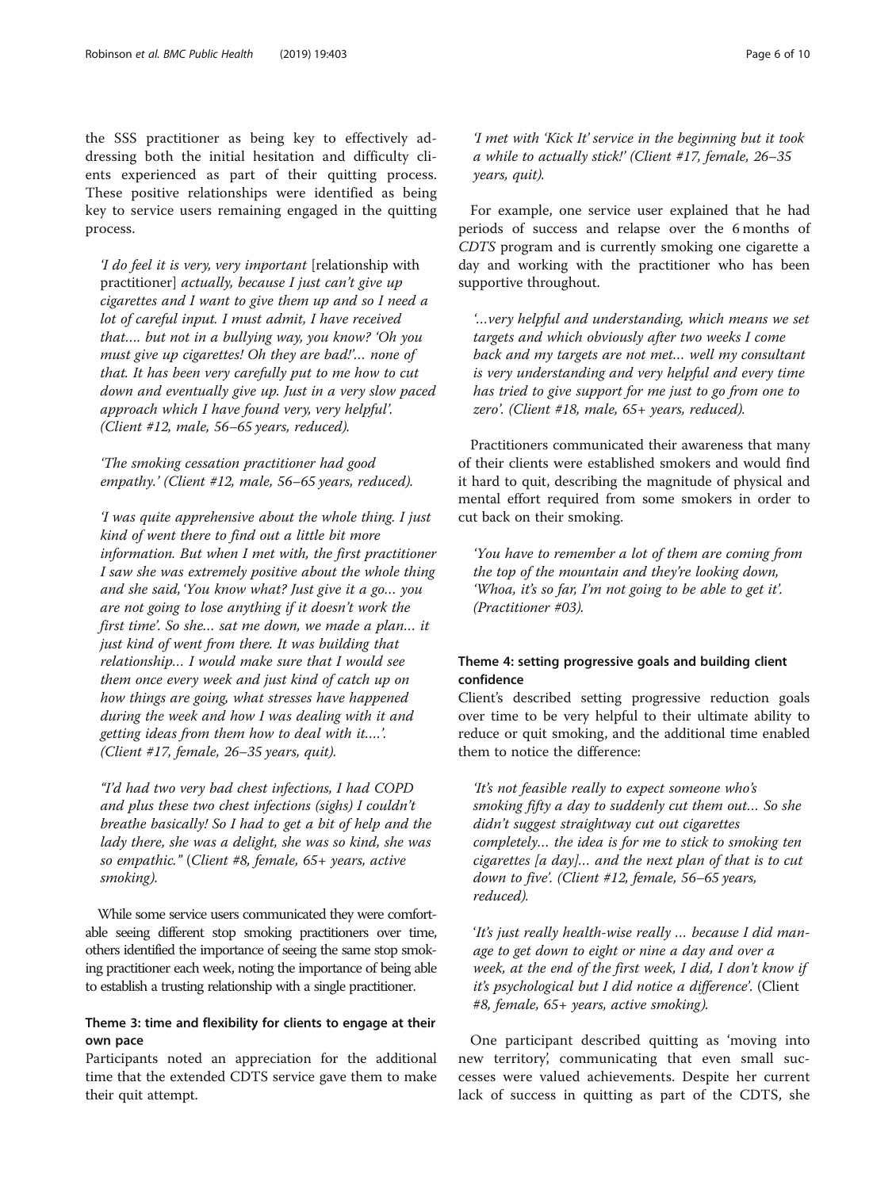the SSS practitioner as being key to effectively addressing both the initial hesitation and difficulty clients experienced as part of their quitting process. These positive relationships were identified as being key to service users remaining engaged in the quitting process.

> *'I do feel it is very, very important* [relationship with practitioner] *actually, because I just can't give up cigarettes and I want to give them up and so I need a lot of careful input. I must admit, I have received that…. but not in a bullying way, you know? 'Oh you must give up cigarettes! Oh they are bad!'… none of that. It has been very carefully put to me how to cut down and eventually give up. Just in a very slow paced approach which I have found very, very helpful'.* (Client #12, male, 56–65 years, reduced).

> *'The smoking cessation practitioner had good empathy.' (Client #12, male, 56–65 years, reduced).*

> *'I was quite apprehensive about the whole thing. I just kind of went there to find out a little bit more information. But when I met with, the first practitioner I saw she was extremely positive about the whole thing and she said, 'You know what? Just give it a go… you are not going to lose anything if it doesn't work the first time'. So she… sat me down, we made a plan… it just kind of went from there. It was building that relationship… I would make sure that I would see them once every week and just kind of catch up on how things are going, what stresses have happened during the week and how I was dealing with it and getting ideas from them how to deal with it….'. (Client #17, female, 26–35 years, quit).*

> *"I'd had two very bad chest infections, I had COPD and plus these two chest infections (sighs) I couldn't breathe basically! So I had to get a bit of help and the lady there, she was a delight, she was so kind, she was so empathic."* (*Client #8, female, 65+ years, active smoking*).

While some service users communicated they were comfortable seeing different stop smoking practitioners over time, others identified the importance of seeing the same stop smoking practitioner each week, noting the importance of being able to establish a trusting relationship with a single practitioner.

### Theme 3: time and flexibility for clients to engage at their own pace

Participants noted an appreciation for the additional time that the extended CDTS service gave them to make their quit attempt.

> *'I met with 'Kick It' service in the beginning but it took a while to actually stick!' (Client #17, female, 26–35 years, quit).*

For example, one service user explained that he had periods of success and relapse over the 6 months of *CDTS* program and is currently smoking one cigarette a day and working with the practitioner who has been supportive throughout.

> *'…very helpful and understanding, which means we set targets and which obviously after two weeks I come back and my targets are not met… well my consultant is very understanding and very helpful and every time has tried to give support for me just to go from one to zero'. (Client #18, male, 65+ years, reduced).*

Practitioners communicated their awareness that many of their clients were established smokers and would find it hard to quit, describing the magnitude of physical and mental effort required from some smokers in order to cut back on their smoking.

> *'You have to remember a lot of them are coming from the top of the mountain and they're looking down, 'Whoa, it's so far, I'm not going to be able to get it'. (Practitioner #03).*

### Theme 4: setting progressive goals and building client confidence

Client's described setting progressive reduction goals over time to be very helpful to their ultimate ability to reduce or quit smoking, and the additional time enabled them to notice the difference:

> *'It's not feasible really to expect someone who's smoking fifty a day to suddenly cut them out… So she didn't suggest straightway cut out cigarettes completely… the idea is for me to stick to smoking ten cigarettes [a day]… and the next plan of that is to cut down to five'. (Client #12, female, 56–65 years, reduced).*

> '*It's just really health-wise really … because I did manage to get down to eight or nine a day and over a week, at the end of the first week, I did, I don't know if it's psychological but I did notice a difference*'. (Client #8, female, 65+ years, active smoking).

One participant described quitting as 'moving into new territory', communicating that even small successes were valued achievements. Despite her current lack of success in quitting as part of the CDTS, she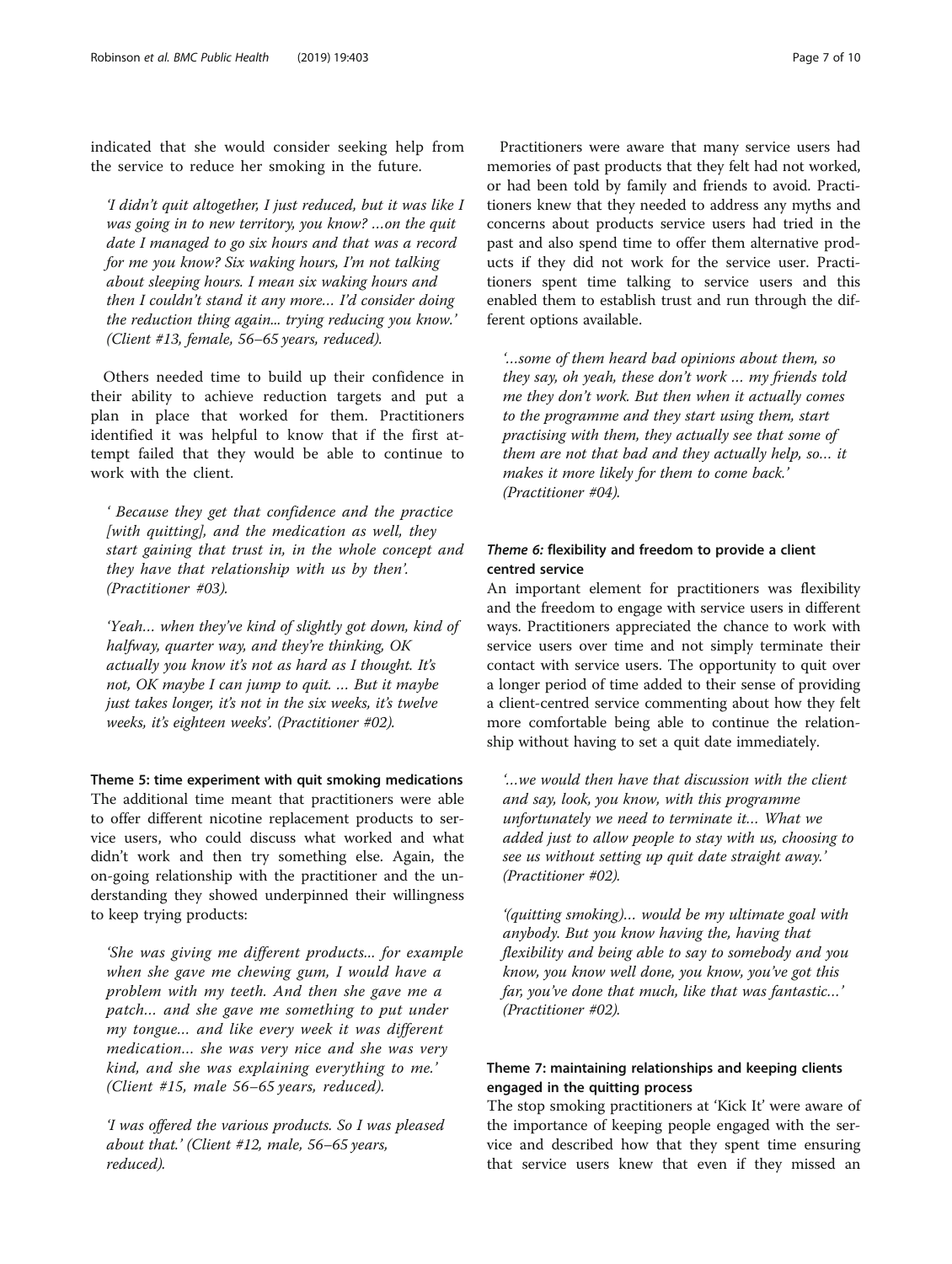indicated that she would consider seeking help from the service to reduce her smoking in the future.

> *'I didn't quit altogether, I just reduced, but it was like I was going in to new territory, you know? …on the quit date I managed to go six hours and that was a record for me you know? Six waking hours, I'm not talking about sleeping hours. I mean six waking hours and then I couldn't stand it any more… I'd consider doing the reduction thing again... trying reducing you know.' (Client #13, female, 56–65 years, reduced).*

Others needed time to build up their confidence in their ability to achieve reduction targets and put a plan in place that worked for them. Practitioners identified it was helpful to know that if the first attempt failed that they would be able to continue to work with the client.

> *' Because they get that confidence and the practice [with quitting], and the medication as well, they start gaining that trust in, in the whole concept and they have that relationship with us by then'. (Practitioner #03).*

> *'Yeah… when they've kind of slightly got down, kind of halfway, quarter way, and they're thinking, OK actually you know it's not as hard as I thought. It's not, OK maybe I can jump to quit. … But it maybe just takes longer, it's not in the six weeks, it's twelve weeks, it's eighteen weeks'. (Practitioner #02).*

**Theme 5: time experiment with quit smoking medications**

The additional time meant that practitioners were able to offer different nicotine replacement products to service users, who could discuss what worked and what didn't work and then try something else. Again, the on-going relationship with the practitioner and the understanding they showed underpinned their willingness to keep trying products:

> *'She was giving me different products... for example when she gave me chewing gum, I would have a problem with my teeth. And then she gave me a patch… and she gave me something to put under my tongue… and like every week it was different medication… she was very nice and she was very kind, and she was explaining everything to me.' (Client #15, male 56–65 years, reduced).*

> *'I was offered the various products. So I was pleased about that.' (Client #12, male, 56–65 years, reduced).*

Practitioners were aware that many service users had memories of past products that they felt had not worked, or had been told by family and friends to avoid. Practitioners knew that they needed to address any myths and concerns about products service users had tried in the past and also spend time to offer them alternative products if they did not work for the service user. Practitioners spent time talking to service users and this enabled them to establish trust and run through the different options available.

> *'…some of them heard bad opinions about them, so they say, oh yeah, these don't work … my friends told me they don't work. But then when it actually comes to the programme and they start using them, start practising with them, they actually see that some of them are not that bad and they actually help, so… it makes it more likely for them to come back.' (Practitioner #04).*

### *Theme 6:* flexibility and freedom to provide a client centred service

An important element for practitioners was flexibility and the freedom to engage with service users in different ways. Practitioners appreciated the chance to work with service users over time and not simply terminate their contact with service users. The opportunity to quit over a longer period of time added to their sense of providing a client-centred service commenting about how they felt more comfortable being able to continue the relationship without having to set a quit date immediately.

> *'…we would then have that discussion with the client and say, look, you know, with this programme unfortunately we need to terminate it… What we added just to allow people to stay with us, choosing to see us without setting up quit date straight away.' (Practitioner #02).*

> *'(quitting smoking)… would be my ultimate goal with anybody. But you know having the, having that flexibility and being able to say to somebody and you know, you know well done, you know, you've got this far, you've done that much, like that was fantastic…' (Practitioner #02).*

### Theme 7: maintaining relationships and keeping clients engaged in the quitting process

The stop smoking practitioners at 'Kick It' were aware of the importance of keeping people engaged with the service and described how that they spent time ensuring that service users knew that even if they missed an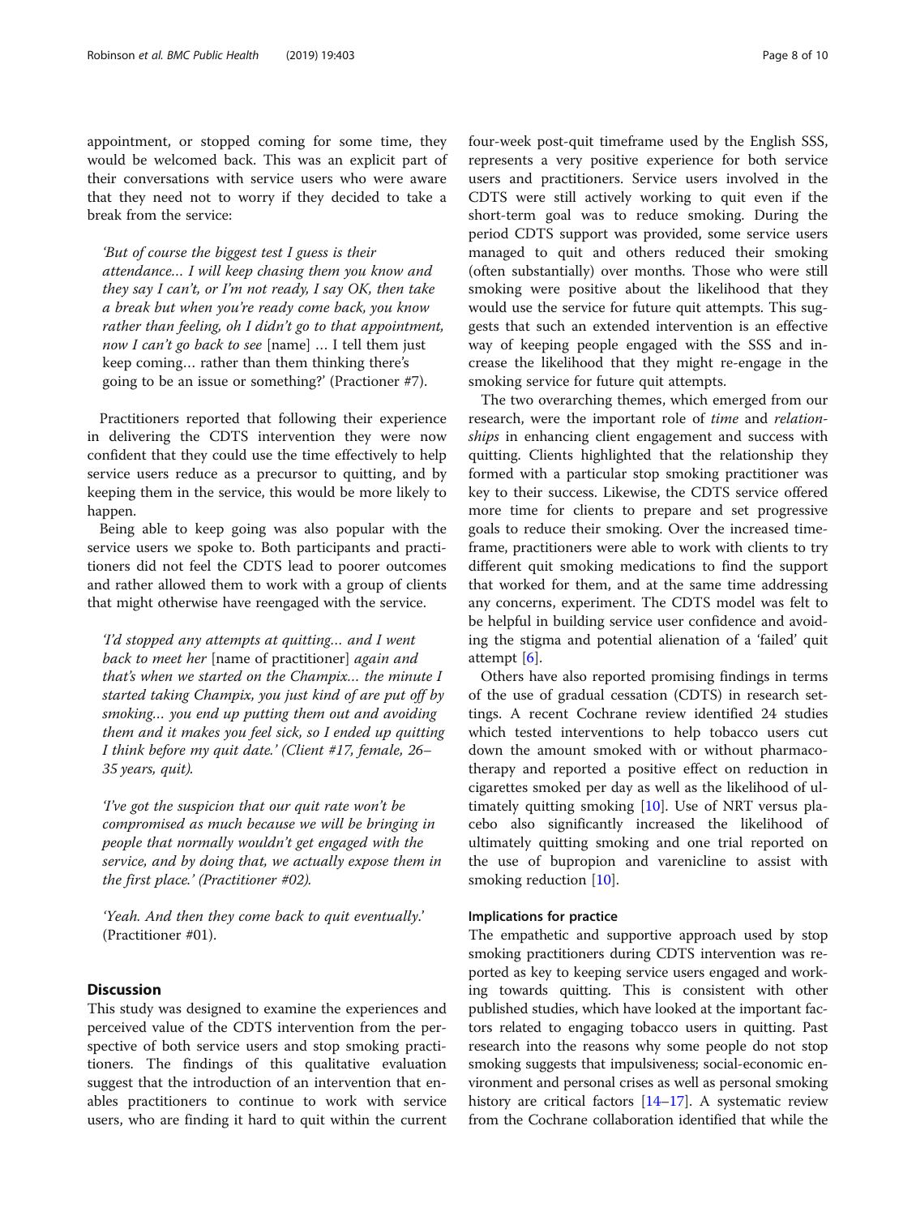appointment, or stopped coming for some time, they would be welcomed back. This was an explicit part of their conversations with service users who were aware that they need not to worry if they decided to take a break from the service:

> *'But of course the biggest test I guess is their attendance… I will keep chasing them you know and they say I can't, or I'm not ready, I say OK, then take a break but when you're ready come back, you know rather than feeling, oh I didn't go to that appointment, now I can't go back to see* [name] *… I tell them just keep coming… rather than them thinking there's going to be an issue or something?'* (Practioner #7).

Practitioners reported that following their experience in delivering the CDTS intervention they were now confident that they could use the time effectively to help service users reduce as a precursor to quitting, and by keeping them in the service, this would be more likely to happen.

Being able to keep going was also popular with the service users we spoke to. Both participants and practitioners did not feel the CDTS lead to poorer outcomes and rather allowed them to work with a group of clients that might otherwise have reengaged with the service.

> *'I'd stopped any attempts at quitting… and I went back to meet her* [name of practitioner] *again and that's when we started on the Champix… the minute I started taking Champix, you just kind of are put off by smoking… you end up putting them out and avoiding them and it makes you feel sick, so I ended up quitting I think before my quit date.' (Client #17, female, 26–35 years, quit).*

> *'I've got the suspicion that our quit rate won't be compromised as much because we will be bringing in people that normally wouldn't get engaged with the service, and by doing that, we actually expose them in the first place.' (Practitioner #02).*

> *'Yeah. And then they come back to quit eventually.'* (Practitioner #01).

## Discussion

This study was designed to examine the experiences and perceived value of the CDTS intervention from the perspective of both service users and stop smoking practitioners. The findings of this qualitative evaluation suggest that the introduction of an intervention that enables practitioners to continue to work with service users, who are finding it hard to quit within the current four-week post-quit timeframe used by the English SSS, represents a very positive experience for both service users and practitioners. Service users involved in the CDTS were still actively working to quit even if the short-term goal was to reduce smoking. During the period CDTS support was provided, some service users managed to quit and others reduced their smoking (often substantially) over months. Those who were still smoking were positive about the likelihood that they would use the service for future quit attempts. This suggests that such an extended intervention is an effective way of keeping people engaged with the SSS and increase the likelihood that they might re-engage in the smoking service for future quit attempts.

The two overarching themes, which emerged from our research, were the important role of *time* and *relationships* in enhancing client engagement and success with quitting. Clients highlighted that the relationship they formed with a particular stop smoking practitioner was key to their success. Likewise, the CDTS service offered more time for clients to prepare and set progressive goals to reduce their smoking. Over the increased timeframe, practitioners were able to work with clients to try different quit smoking medications to find the support that worked for them, and at the same time addressing any concerns, experiment. The CDTS model was felt to be helpful in building service user confidence and avoiding the stigma and potential alienation of a 'failed' quit attempt [6].

Others have also reported promising findings in terms of the use of gradual cessation (CDTS) in research settings. A recent Cochrane review identified 24 studies which tested interventions to help tobacco users cut down the amount smoked with or without pharmacotherapy and reported a positive effect on reduction in cigarettes smoked per day as well as the likelihood of ultimately quitting smoking [10]. Use of NRT versus placebo also significantly increased the likelihood of ultimately quitting smoking and one trial reported on the use of bupropion and varenicline to assist with smoking reduction [10].

### Implications for practice

The empathetic and supportive approach used by stop smoking practitioners during CDTS intervention was reported as key to keeping service users engaged and working towards quitting. This is consistent with other published studies, which have looked at the important factors related to engaging tobacco users in quitting. Past research into the reasons why some people do not stop smoking suggests that impulsiveness; social-economic environment and personal crises as well as personal smoking history are critical factors [14–17]. A systematic review from the Cochrane collaboration identified that while the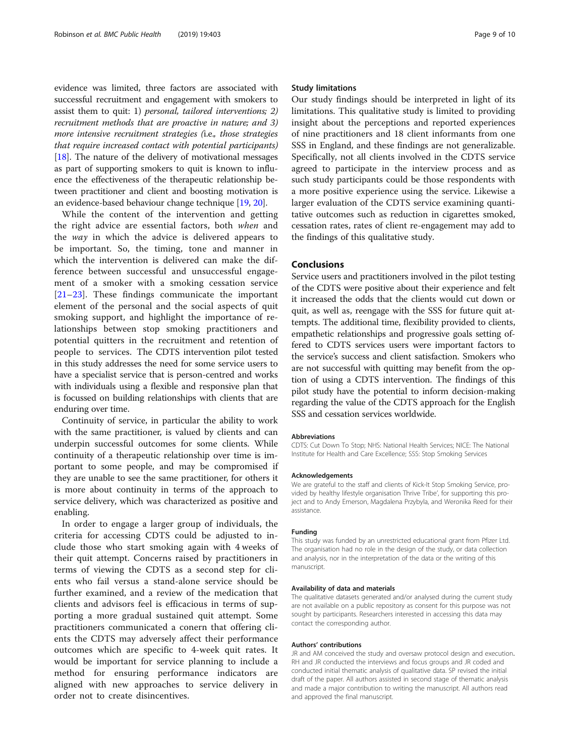evidence was limited, three factors are associated with successful recruitment and engagement with smokers to assist them to quit: 1) *personal, tailored interventions; 2) recruitment methods that are proactive in nature; and 3) more intensive recruitment strategies (*i.e.*, those strategies that require increased contact with potential participants)* [18]. The nature of the delivery of motivational messages as part of supporting smokers to quit is known to influence the effectiveness of the therapeutic relationship between practitioner and client and boosting motivation is an evidence-based behaviour change technique [19, 20].

While the content of the intervention and getting the right advice are essential factors, both *when* and the *way* in which the advice is delivered appears to be important. So, the timing, tone and manner in which the intervention is delivered can make the difference between successful and unsuccessful engagement of a smoker with a smoking cessation service [21–23]. These findings communicate the important element of the personal and the social aspects of quit smoking support, and highlight the importance of relationships between stop smoking practitioners and potential quitters in the recruitment and retention of people to services. The CDTS intervention pilot tested in this study addresses the need for some service users to have a specialist service that is person-centred and works with individuals using a flexible and responsive plan that is focussed on building relationships with clients that are enduring over time.

Continuity of service, in particular the ability to work with the same practitioner, is valued by clients and can underpin successful outcomes for some clients. While continuity of a therapeutic relationship over time is important to some people, and may be compromised if they are unable to see the same practitioner, for others it is more about continuity in terms of the approach to service delivery, which was characterized as positive and enabling.

In order to engage a larger group of individuals, the criteria for accessing CDTS could be adjusted to include those who start smoking again with 4 weeks of their quit attempt. Concerns raised by practitioners in terms of viewing the CDTS as a second step for clients who fail versus a stand-alone service should be further examined, and a review of the medication that clients and advisors feel is efficacious in terms of supporting a more gradual sustained quit attempt. Some practitioners communicated a conern that offering clients the CDTS may adversely affect their performance outcomes which are specific to 4-week quit rates. It would be important for service planning to include a method for ensuring performance indicators are aligned with new approaches to service delivery in order not to create disincentives.

### Study limitations

Our study findings should be interpreted in light of its limitations. This qualitative study is limited to providing insight about the perceptions and reported experiences of nine practitioners and 18 client informants from one SSS in England, and these findings are not generalizable. Specifically, not all clients involved in the CDTS service agreed to participate in the interview process and as such study participants could be those respondents with a more positive experience using the service. Likewise a larger evaluation of the CDTS service examining quantitative outcomes such as reduction in cigarettes smoked, cessation rates, rates of client re-engagement may add to the findings of this qualitative study.

## Conclusions

Service users and practitioners involved in the pilot testing of the CDTS were positive about their experience and felt it increased the odds that the clients would cut down or quit, as well as, reengage with the SSS for future quit attempts. The additional time, flexibility provided to clients, empathetic relationships and progressive goals setting offered to CDTS services users were important factors to the service's success and client satisfaction. Smokers who are not successful with quitting may benefit from the option of using a CDTS intervention. The findings of this pilot study have the potential to inform decision-making regarding the value of the CDTS approach for the English SSS and cessation services worldwide.

#### Abbreviations

CDTS: Cut Down To Stop; NHS: National Health Services; NICE: The National Institute for Health and Care Excellence; SSS: Stop Smoking Services

#### Acknowledgements

We are grateful to the staff and clients of Kick-It Stop Smoking Service, provided by healthy lifestyle organisation Thrive Tribe', for supporting this project and to Andy Emerson, Magdalena Przybyla, and Weronika Reed for their assistance.

#### Funding

This study was funded by an unrestricted educational grant from Pfizer Ltd. The organisation had no role in the design of the study, or data collection and analysis, nor in the interpretation of the data or the writing of this manuscript.

#### Availability of data and materials

The qualitative datasets generated and/or analysed during the current study are not available on a public repository as consent for this purpose was not sought by participants. Researchers interested in accessing this data may contact the corresponding author.

#### Authors' contributions

JR and AM conceived the study and oversaw protocol design and execution. RH and JR conducted the interviews and focus groups and JR coded and conducted initial thematic analysis of qualitative data. SP revised the initial draft of the paper. All authors assisted in second stage of thematic analysis and made a major contribution to writing the manuscript. All authors read and approved the final manuscript.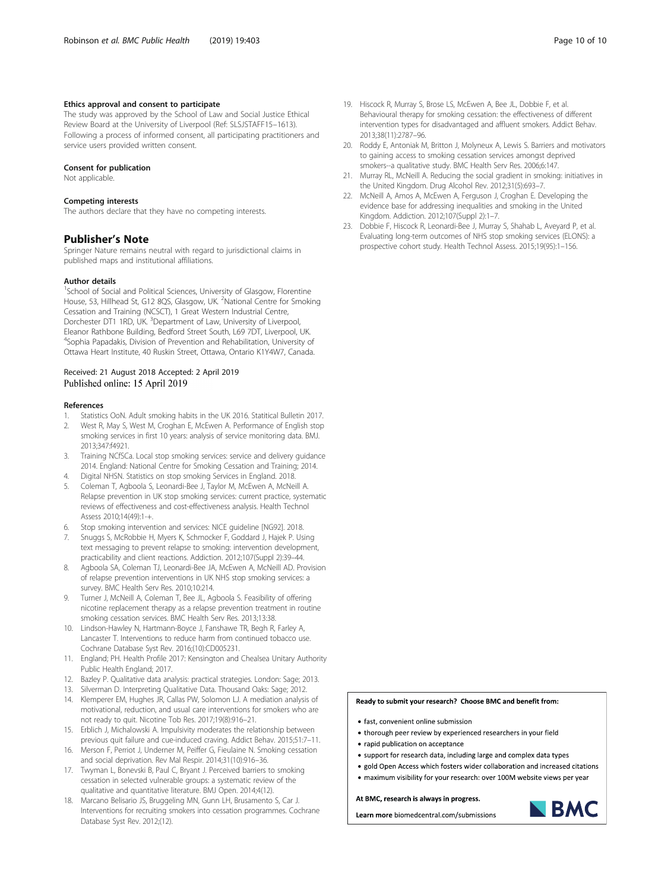### Ethics approval and consent to participate

The study was approved by the School of Law and Social Justice Ethical Review Board at the University of Liverpool (Ref: SLSJSTAFF15–1613). Following a process of informed consent, all participating practitioners and service users provided written consent.

### Consent for publication

Not applicable.

### Competing interests

The authors declare that they have no competing interests.

## Publisher's Note

Springer Nature remains neutral with regard to jurisdictional claims in published maps and institutional affiliations.

### Author details

[1]School of Social and Political Sciences, University of Glasgow, Florentine House, 53, Hillhead St, G12 8QS, Glasgow, UK. [2]National Centre for Smoking Cessation and Training (NCSCT), 1 Great Western Industrial Centre, Dorchester DT1 1RD, UK. [3]Department of Law, University of Liverpool, Eleanor Rathbone Building, Bedford Street South, L69 7DT, Liverpool, UK. [4]Sophia Papadakis, Division of Prevention and Rehabilitation, University of Ottawa Heart Institute, 40 Ruskin Street, Ottawa, Ontario K1Y4W7, Canada.

Received: 21 August 2018 Accepted: 2 April 2019
Published online: 15 April 2019

### References

1. Statistics OoN. Adult smoking habits in the UK 2016. Statitical Bulletin 2017.
2. West R, May S, West M, Croghan E, McEwen A. Performance of English stop smoking services in first 10 years: analysis of service monitoring data. BMJ. 2013;347:f4921.
3. Training NCfSCa. Local stop smoking services: service and delivery guidance 2014. England: National Centre for Smoking Cessation and Training; 2014.
4. Digital NHSN. Statistics on stop smoking Services in England. 2018.
5. Coleman T, Agboola S, Leonardi-Bee J, Taylor M, McEwen A, McNeill A. Relapse prevention in UK stop smoking services: current practice, systematic reviews of effectiveness and cost-effectiveness analysis. Health Technol Assess 2010;14(49):1-+.
6. Stop smoking intervention and services: NICE guideline [NG92]. 2018.
7. Snuggs S, McRobbie H, Myers K, Schmocker F, Goddard J, Hajek P. Using text messaging to prevent relapse to smoking: intervention development, practicability and client reactions. Addiction. 2012;107(Suppl 2):39–44.
8. Agboola SA, Coleman TJ, Leonardi-Bee JA, McEwen A, McNeill AD. Provision of relapse prevention interventions in UK NHS stop smoking services: a survey. BMC Health Serv Res. 2010;10:214.
9. Turner J, McNeill A, Coleman T, Bee JL, Agboola S. Feasibility of offering nicotine replacement therapy as a relapse prevention treatment in routine smoking cessation services. BMC Health Serv Res. 2013;13:38.
10. Lindson-Hawley N, Hartmann-Boyce J, Fanshawe TR, Begh R, Farley A, Lancaster T. Interventions to reduce harm from continued tobacco use. Cochrane Database Syst Rev. 2016;(10):CD005231.
11. England; PH. Health Profile 2017: Kensington and Chealsea Unitary Authority Public Health England; 2017.
12. Bazley P. Qualitative data analysis: practical strategies. London: Sage; 2013.
13. Silverman D. Interpreting Qualitative Data. Thousand Oaks: Sage; 2012.
14. Klemperer EM, Hughes JR, Callas PW, Solomon LJ. A mediation analysis of motivational, reduction, and usual care interventions for smokers who are not ready to quit. Nicotine Tob Res. 2017;19(8):916–21.
15. Erblich J, Michalowski A. Impulsivity moderates the relationship between previous quit failure and cue-induced craving. Addict Behav. 2015;51:7–11.
16. Merson F, Perriot J, Underner M, Peiffer G, Fieulaine N. Smoking cessation and social deprivation. Rev Mal Respir. 2014;31(10):916–36.
17. Twyman L, Bonevski B, Paul C, Bryant J. Perceived barriers to smoking cessation in selected vulnerable groups: a systematic review of the qualitative and quantitative literature. BMJ Open. 2014;4(12).
18. Marcano Belisario JS, Bruggeling MN, Gunn LH, Brusamento S, Car J. Interventions for recruiting smokers into cessation programmes. Cochrane Database Syst Rev. 2012;(12).
19. Hiscock R, Murray S, Brose LS, McEwen A, Bee JL, Dobbie F, et al. Behavioural therapy for smoking cessation: the effectiveness of different intervention types for disadvantaged and affluent smokers. Addict Behav. 2013;38(11):2787–96.
20. Roddy E, Antoniak M, Britton J, Molyneux A, Lewis S. Barriers and motivators to gaining access to smoking cessation services amongst deprived smokers--a qualitative study. BMC Health Serv Res. 2006;6:147.
21. Murray RL, McNeill A. Reducing the social gradient in smoking: initiatives in the United Kingdom. Drug Alcohol Rev. 2012;31(5):693–7.
22. McNeill A, Amos A, McEwen A, Ferguson J, Croghan E. Developing the evidence base for addressing inequalities and smoking in the United Kingdom. Addiction. 2012;107(Suppl 2):1–7.
23. Dobbie F, Hiscock R, Leonardi-Bee J, Murray S, Shahab L, Aveyard P, et al. Evaluating long-term outcomes of NHS stop smoking services (ELONS): a prospective cohort study. Health Technol Assess. 2015;19(95):1–156.

**Ready to submit your research? Choose BMC and benefit from:**

- fast, convenient online submission
- thorough peer review by experienced researchers in your field
- rapid publication on acceptance
- support for research data, including large and complex data types
- gold Open Access which fosters wider collaboration and increased citations
- maximum visibility for your research: over 100M website views per year

**At BMC, research is always in progress.**

**Learn more** biomedcentral.com/submissions

BMC